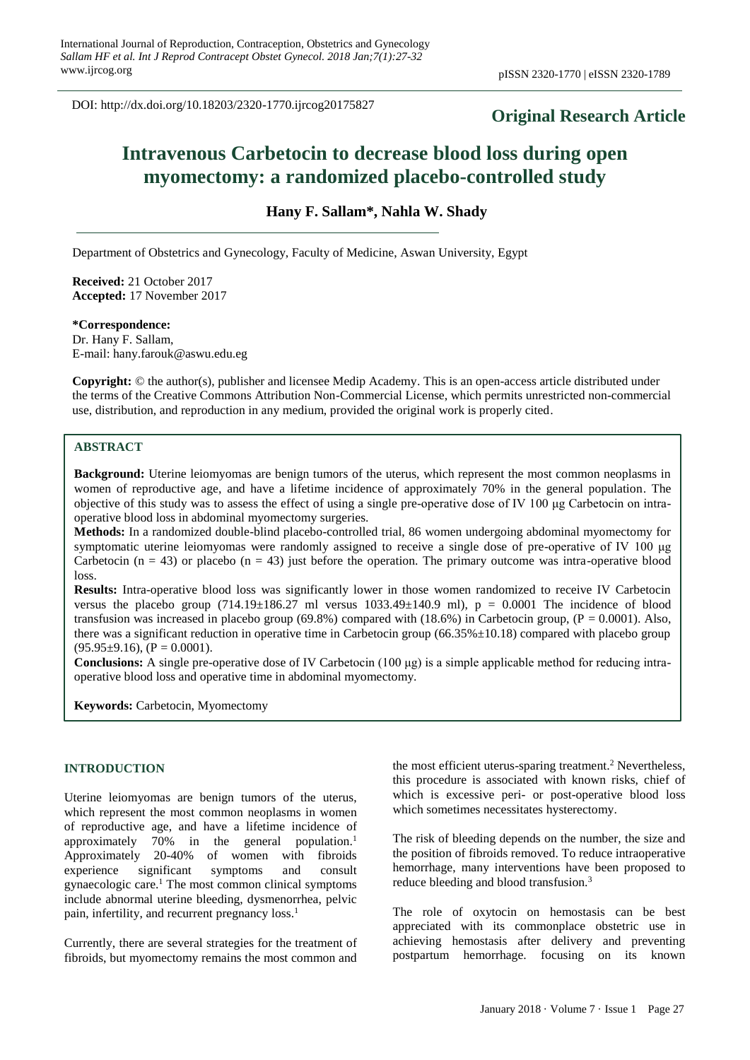DOI: http://dx.doi.org/10.18203/2320-1770.ijrcog20175827

**Original Research Article**

# Intravenous Carbetocin to decrease blood loss during open myomectomy: a randomized placebo-controlled study

**Hany F. Sallam*, Nahla W. Shady**

Department of Obstetrics and Gynecology, Faculty of Medicine, Aswan University, Egypt

**Received:** 21 October 2017
**Accepted:** 17 November 2017

**\*Correspondence:**
Dr. Hany F. Sallam,
E-mail: hany.farouk@aswu.edu.eg

**Copyright:** © the author(s), publisher and licensee Medip Academy. This is an open-access article distributed under the terms of the Creative Commons Attribution Non-Commercial License, which permits unrestricted non-commercial use, distribution, and reproduction in any medium, provided the original work is properly cited.

## ABSTRACT

**Background:** Uterine leiomyomas are benign tumors of the uterus, which represent the most common neoplasms in women of reproductive age, and have a lifetime incidence of approximately 70% in the general population. The objective of this study was to assess the effect of using a single pre-operative dose of IV 100 μg Carbetocin on intra-operative blood loss in abdominal myomectomy surgeries.

**Methods:** In a randomized double-blind placebo-controlled trial, 86 women undergoing abdominal myomectomy for symptomatic uterine leiomyomas were randomly assigned to receive a single dose of pre-operative of IV 100 μg Carbetocin ($n = 43$) or placebo ($n = 43$) just before the operation. The primary outcome was intra-operative blood loss.

**Results:** Intra-operative blood loss was significantly lower in those women randomized to receive IV Carbetocin versus the placebo group (714.19±186.27 ml versus 1033.49±140.9 ml), $p = 0.0001$ The incidence of blood transfusion was increased in placebo group (69.8%) compared with (18.6%) in Carbetocin group, ($P = 0.0001$). Also, there was a significant reduction in operative time in Carbetocin group (66.35%±10.18) compared with placebo group (95.95±9.16), ($P = 0.0001$).

**Conclusions:** A single pre-operative dose of IV Carbetocin (100 μg) is a simple applicable method for reducing intra-operative blood loss and operative time in abdominal myomectomy.

**Keywords:** Carbetocin, Myomectomy

## INTRODUCTION

Uterine leiomyomas are benign tumors of the uterus, which represent the most common neoplasms in women of reproductive age, and have a lifetime incidence of approximately 70% in the general population.[1] Approximately 20-40% of women with fibroids experience significant symptoms and consult gynaecologic care.[1] The most common clinical symptoms include abnormal uterine bleeding, dysmenorrhea, pelvic pain, infertility, and recurrent pregnancy loss.[1]

Currently, there are several strategies for the treatment of fibroids, but myomectomy remains the most common and the most efficient uterus-sparing treatment.[2] Nevertheless, this procedure is associated with known risks, chief of which is excessive peri- or post-operative blood loss which sometimes necessitates hysterectomy.

The risk of bleeding depends on the number, the size and the position of fibroids removed. To reduce intraoperative hemorrhage, many interventions have been proposed to reduce bleeding and blood transfusion.[3]

The role of oxytocin on hemostasis can be best appreciated with its commonplace obstetric use in achieving hemostasis after delivery and preventing postpartum hemorrhage. focusing on its known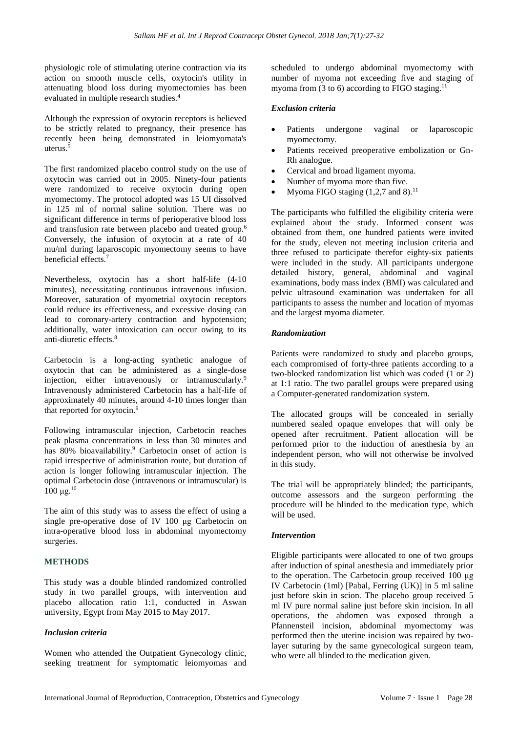physiologic role of stimulating uterine contraction via its action on smooth muscle cells, oxytocin's utility in attenuating blood loss during myomectomies has been evaluated in multiple research studies.[4]

Although the expression of oxytocin receptors is believed to be strictly related to pregnancy, their presence has recently been being demonstrated in leiomyomata's uterus.[5]

The first randomized placebo control study on the use of oxytocin was carried out in 2005. Ninety-four patients were randomized to receive oxytocin during open myomectomy. The protocol adopted was 15 UI dissolved in 125 ml of normal saline solution. There was no significant difference in terms of perioperative blood loss and transfusion rate between placebo and treated group.[6] Conversely, the infusion of oxytocin at a rate of 40 mu/ml during laparoscopic myomectomy seems to have beneficial effects.[7]

Nevertheless, oxytocin has a short half-life (4-10 minutes), necessitating continuous intravenous infusion. Moreover, saturation of myometrial oxytocin receptors could reduce its effectiveness, and excessive dosing can lead to coronary-artery contraction and hypotension; additionally, water intoxication can occur owing to its anti-diuretic effects.[8]

Carbetocin is a long-acting synthetic analogue of oxytocin that can be administered as a single-dose injection, either intravenously or intramuscularly.[9] Intravenously administered Carbetocin has a half-life of approximately 40 minutes, around 4-10 times longer than that reported for oxytocin.[9]

Following intramuscular injection, Carbetocin reaches peak plasma concentrations in less than 30 minutes and has 80% bioavailability.[9] Carbetocin onset of action is rapid irrespective of administration route, but duration of action is longer following intramuscular injection. The optimal Carbetocin dose (intravenous or intramuscular) is 100 μg.[10]

The aim of this study was to assess the effect of using a single pre-operative dose of IV 100 μg Carbetocin on intra-operative blood loss in abdominal myomectomy surgeries.

## METHODS

This study was a double blinded randomized controlled study in two parallel groups, with intervention and placebo allocation ratio 1:1, conducted in Aswan university, Egypt from May 2015 to May 2017.

### *Inclusion criteria*

Women who attended the Outpatient Gynecology clinic, seeking treatment for symptomatic leiomyomas and scheduled to undergo abdominal myomectomy with number of myoma not exceeding five and staging of myoma from (3 to 6) according to FIGO staging.[11]

### *Exclusion criteria*

- Patients undergone vaginal or laparoscopic myomectomy.
- Patients received preoperative embolization or Gn-Rh analogue.
- Cervical and broad ligament myoma.
- Number of myoma more than five.
- Myoma FIGO staging (1,2,7 and 8).[11]

The participants who fulfilled the eligibility criteria were explained about the study. Informed consent was obtained from them, one hundred patients were invited for the study, eleven not meeting inclusion criteria and three refused to participate therefor eighty-six patients were included in the study. All participants undergone detailed history, general, abdominal and vaginal examinations, body mass index (BMI) was calculated and pelvic ultrasound examination was undertaken for all participants to assess the number and location of myomas and the largest myoma diameter.

### *Randomization*

Patients were randomized to study and placebo groups, each compromised of forty-three patients according to a two-blocked randomization list which was coded (1 or 2) at 1:1 ratio. The two parallel groups were prepared using a Computer-generated randomization system.

The allocated groups will be concealed in serially numbered sealed opaque envelopes that will only be opened after recruitment. Patient allocation will be performed prior to the induction of anesthesia by an independent person, who will not otherwise be involved in this study.

The trial will be appropriately blinded; the participants, outcome assessors and the surgeon performing the procedure will be blinded to the medication type, which will be used.

### *Intervention*

Eligible participants were allocated to one of two groups after induction of spinal anesthesia and immediately prior to the operation. The Carbetocin group received 100 μg IV Carbetocin (1ml) [Pabal, Ferring (UK)] in 5 ml saline just before skin in scion. The placebo group received 5 ml IV pure normal saline just before skin incision. In all operations, the abdomen was exposed through a Pfannensteil incision, abdominal myomectomy was performed then the uterine incision was repaired by two-layer suturing by the same gynecological surgeon team, who were all blinded to the medication given.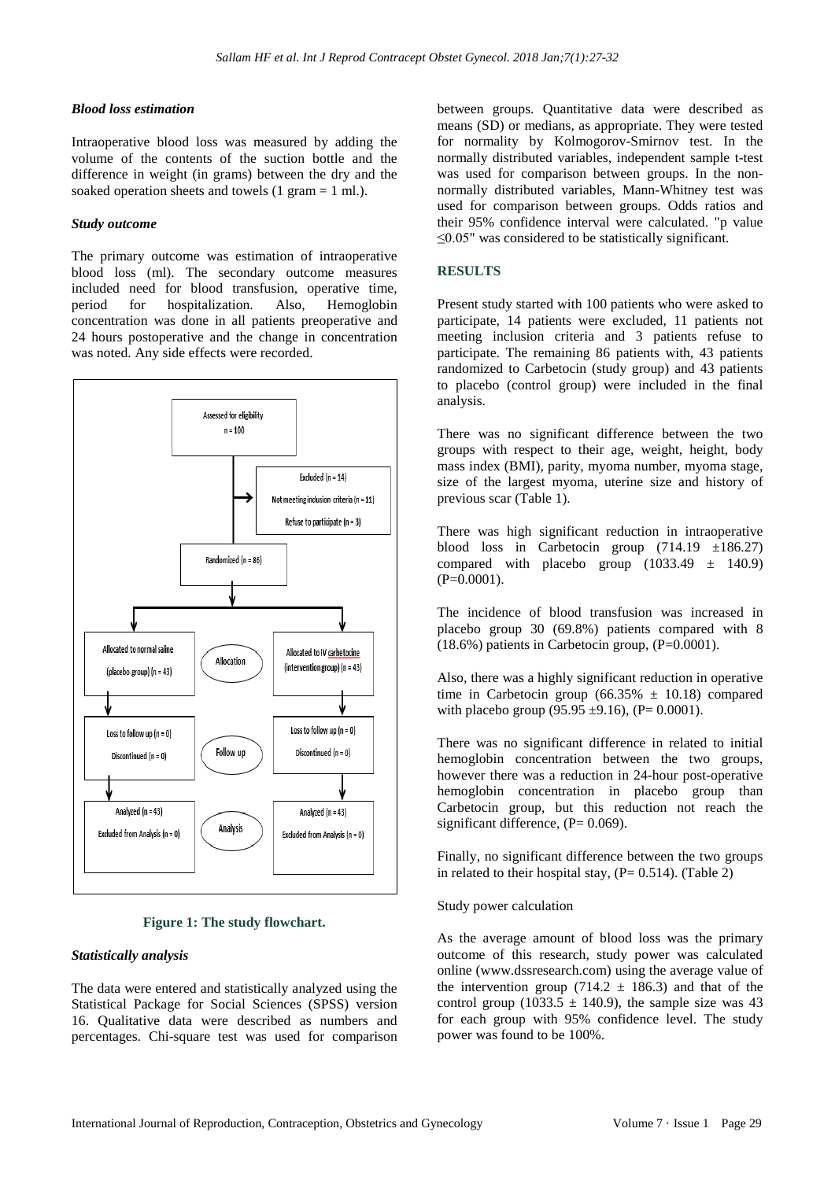### *Blood loss estimation*

Intraoperative blood loss was measured by adding the volume of the contents of the suction bottle and the difference in weight (in grams) between the dry and the soaked operation sheets and towels (1 gram = 1 ml.).

### *Study outcome*

The primary outcome was estimation of intraoperative blood loss (ml). The secondary outcome measures included need for blood transfusion, operative time, period for hospitalization. Also, Hemoglobin concentration was done in all patients preoperative and 24 hours postoperative and the change in concentration was noted. Any side effects were recorded.

Assessed for eligibility n = 100

Excluded (n = 14)
Not meeting inclusion criteria (n = 11)
Refuse to participate (n = 3)

Randomized (n = 86)

Allocation: Allocated to normal saline (placebo group) (n = 43) | Allocated to IV carbetocine (intervention group) (n = 43)

Follow up: Loss to follow up (n = 0), Discontinued (n = 0) | Loss to follow up (n = 0), Discontinued (n = 0)

Analysis: Analyzed (n = 43), Excluded from Analysis (n = 0) | Analyzed (n = 43), Excluded from Analysis (n = 0)

**Figure 1: The study flowchart.**

### *Statistically analysis*

The data were entered and statistically analyzed using the Statistical Package for Social Sciences (SPSS) version 16. Qualitative data were described as numbers and percentages. Chi-square test was used for comparison between groups. Quantitative data were described as means (SD) or medians, as appropriate. They were tested for normality by Kolmogorov-Smirnov test. In the normally distributed variables, independent sample t-test was used for comparison between groups. In the non-normally distributed variables, Mann-Whitney test was used for comparison between groups. Odds ratios and their 95% confidence interval were calculated. "p value $\leq$0.05" was considered to be statistically significant.

## RESULTS

Present study started with 100 patients who were asked to participate, 14 patients were excluded, 11 patients not meeting inclusion criteria and 3 patients refuse to participate. The remaining 86 patients with, 43 patients randomized to Carbetocin (study group) and 43 patients to placebo (control group) were included in the final analysis.

There was no significant difference between the two groups with respect to their age, weight, height, body mass index (BMI), parity, myoma number, myoma stage, size of the largest myoma, uterine size and history of previous scar (Table 1).

There was high significant reduction in intraoperative blood loss in Carbetocin group (714.19 ±186.27) compared with placebo group (1033.49 ± 140.9) (P=0.0001).

The incidence of blood transfusion was increased in placebo group 30 (69.8%) patients compared with 8 (18.6%) patients in Carbetocin group, (P=0.0001).

Also, there was a highly significant reduction in operative time in Carbetocin group (66.35% ± 10.18) compared with placebo group (95.95 ±9.16), (P= 0.0001).

There was no significant difference in related to initial hemoglobin concentration between the two groups, however there was a reduction in 24-hour post-operative hemoglobin concentration in placebo group than Carbetocin group, but this reduction not reach the significant difference, (P= 0.069).

Finally, no significant difference between the two groups in related to their hospital stay, (P= 0.514). (Table 2)

Study power calculation

As the average amount of blood loss was the primary outcome of this research, study power was calculated online (www.dssresearch.com) using the average value of the intervention group (714.2 ± 186.3) and that of the control group (1033.5 ± 140.9), the sample size was 43 for each group with 95% confidence level. The study power was found to be 100%.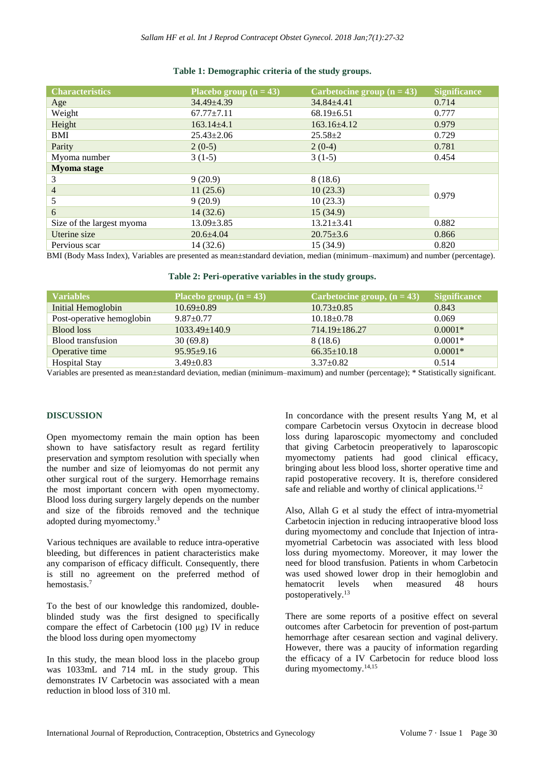**Table 1: Demographic criteria of the study groups.**

| Characteristics | Placebo group (n = 43) | Carbetocine group (n = 43) | Significance |
|---|---|---|---|
| Age | 34.49±4.39 | 34.84±4.41 | 0.714 |
| Weight | 67.77±7.11 | 68.19±6.51 | 0.777 |
| Height | 163.14±4.1 | 163.16±4.12 | 0.979 |
| BMI | 25.43±2.06 | 25.58±2 | 0.729 |
| Parity | 2 (0-5) | 2 (0-4) | 0.781 |
| Myoma number | 3 (1-5) | 3 (1-5) | 0.454 |
| **Myoma stage** | | | |
| 3 | 9 (20.9) | 8 (18.6) | 0.979 |
| 4 | 11 (25.6) | 10 (23.3) | |
| 5 | 9 (20.9) | 10 (23.3) | |
| 6 | 14 (32.6) | 15 (34.9) | |
| Size of the largest myoma | 13.09±3.85 | 13.21±3.41 | 0.882 |
| Uterine size | 20.6±4.04 | 20.75±3.6 | 0.866 |
| Pervious scar | 14 (32.6) | 15 (34.9) | 0.820 |

BMI (Body Mass Index), Variables are presented as mean±standard deviation, median (minimum–maximum) and number (percentage).

**Table 2: Peri-operative variables in the study groups.**

| Variables | Placebo group, (n = 43) | Carbetocine group, (n = 43) | Significance |
|---|---|---|---|
| Initial Hemoglobin | 10.69±0.89 | 10.73±0.85 | 0.843 |
| Post-operative hemoglobin | 9.87±0.77 | 10.18±0.78 | 0.069 |
| Blood loss | 1033.49±140.9 | 714.19±186.27 | 0.0001* |
| Blood transfusion | 30 (69.8) | 8 (18.6) | 0.0001* |
| Operative time | 95.95±9.16 | 66.35±10.18 | 0.0001* |
| Hospital Stay | 3.49±0.83 | 3.37±0.82 | 0.514 |

Variables are presented as mean±standard deviation, median (minimum–maximum) and number (percentage); * Statistically significant.

## DISCUSSION

Open myomectomy remain the main option has been shown to have satisfactory result as regard fertility preservation and symptom resolution with specially when the number and size of leiomyomas do not permit any other surgical rout of the surgery. Hemorrhage remains the most important concern with open myomectomy. Blood loss during surgery largely depends on the number and size of the fibroids removed and the technique adopted during myomectomy.[3]

Various techniques are available to reduce intra-operative bleeding, but differences in patient characteristics make any comparison of efficacy difficult. Consequently, there is still no agreement on the preferred method of hemostasis.[7]

To the best of our knowledge this randomized, double-blinded study was the first designed to specifically compare the effect of Carbetocin (100 μg) IV in reduce the blood loss during open myomectomy

In this study, the mean blood loss in the placebo group was 1033mL and 714 mL in the study group. This demonstrates IV Carbetocin was associated with a mean reduction in blood loss of 310 ml.

In concordance with the present results Yang M, et al compare Carbetocin versus Oxytocin in decrease blood loss during laparoscopic myomectomy and concluded that giving Carbetocin preoperatively to laparoscopic myomectomy patients had good clinical efficacy, bringing about less blood loss, shorter operative time and rapid postoperative recovery. It is, therefore considered safe and reliable and worthy of clinical applications.[12]

Also, Allah G et al study the effect of intra-myometrial Carbetocin injection in reducing intraoperative blood loss during myomectomy and conclude that Injection of intra-myometrial Carbetocin was associated with less blood loss during myomectomy. Moreover, it may lower the need for blood transfusion. Patients in whom Carbetocin was used showed lower drop in their hemoglobin and hematocrit levels when measured 48 hours postoperatively.[13]

There are some reports of a positive effect on several outcomes after Carbetocin for prevention of post-partum hemorrhage after cesarean section and vaginal delivery. However, there was a paucity of information regarding the efficacy of a IV Carbetocin for reduce blood loss during myomectomy.[14,15]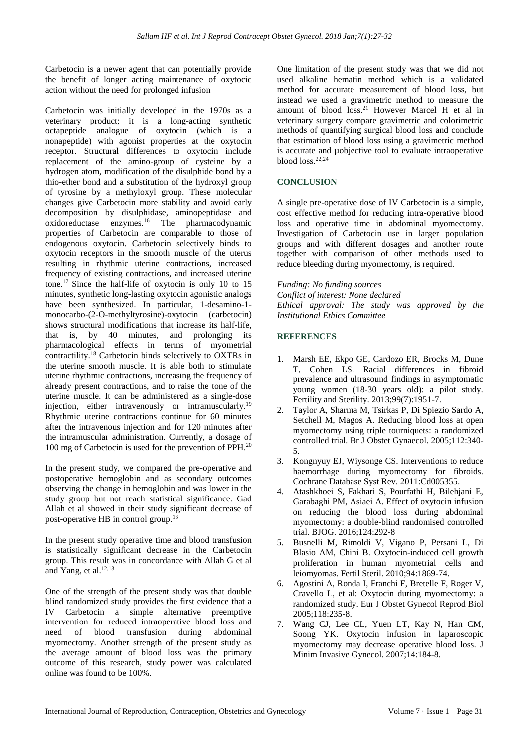Carbetocin is a newer agent that can potentially provide the benefit of longer acting maintenance of oxytocic action without the need for prolonged infusion

Carbetocin was initially developed in the 1970s as a veterinary product; it is a long-acting synthetic octapeptide analogue of oxytocin (which is a nonapeptide) with agonist properties at the oxytocin receptor. Structural differences to oxytocin include replacement of the amino-group of cysteine by a hydrogen atom, modification of the disulphide bond by a thio-ether bond and a substitution of the hydroxyl group of tyrosine by a methyloxyl group. These molecular changes give Carbetocin more stability and avoid early decomposition by disulphidase, aminopeptidase and oxidoreductase enzymes.[16] The pharmacodynamic properties of Carbetocin are comparable to those of endogenous oxytocin. Carbetocin selectively binds to oxytocin receptors in the smooth muscle of the uterus resulting in rhythmic uterine contractions, increased frequency of existing contractions, and increased uterine tone.[17] Since the half-life of oxytocin is only 10 to 15 minutes, synthetic long-lasting oxytocin agonistic analogs have been synthesized. In particular, 1-desamino-1-monocarbo-(2-O-methyltyrosine)-oxytocin (carbetocin) shows structural modifications that increase its half-life, that is, by 40 minutes, and prolonging its pharmacological effects in terms of myometrial contractility.[18] Carbetocin binds selectively to OXTRs in the uterine smooth muscle. It is able both to stimulate uterine rhythmic contractions, increasing the frequency of already present contractions, and to raise the tone of the uterine muscle. It can be administered as a single-dose injection, either intravenously or intramuscularly.[19] Rhythmic uterine contractions continue for 60 minutes after the intravenous injection and for 120 minutes after the intramuscular administration. Currently, a dosage of 100 mg of Carbetocin is used for the prevention of PPH.[20]

In the present study, we compared the pre-operative and postoperative hemoglobin and as secondary outcomes observing the change in hemoglobin and was lower in the study group but not reach statistical significance. Gad Allah et al showed in their study significant decrease of post-operative HB in control group.[13]

In the present study operative time and blood transfusion is statistically significant decrease in the Carbetocin group. This result was in concordance with Allah G et al and Yang, et al.[12,13]

One of the strength of the present study was that double blind randomized study provides the first evidence that a IV Carbetocin a simple alternative preemptive intervention for reduced intraoperative blood loss and need of blood transfusion during abdominal myomectomy. Another strength of the present study as the average amount of blood loss was the primary outcome of this research, study power was calculated online was found to be 100%.

One limitation of the present study was that we did not used alkaline hematin method which is a validated method for accurate measurement of blood loss, but instead we used a gravimetric method to measure the amount of blood loss.[21] However Marcel H et al in veterinary surgery compare gravimetric and colorimetric methods of quantifying surgical blood loss and conclude that estimation of blood loss using a gravimetric method is accurate and µobjective tool to evaluate intraoperative blood loss.[22,24]

## CONCLUSION

A single pre-operative dose of IV Carbetocin is a simple, cost effective method for reducing intra-operative blood loss and operative time in abdominal myomectomy. Investigation of Carbetocin use in larger population groups and with different dosages and another route together with comparison of other methods used to reduce bleeding during myomectomy, is required.

*Funding: No funding sources*
*Conflict of interest: None declared*
*Ethical approval: The study was approved by the Institutional Ethics Committee*

## REFERENCES

1. Marsh EE, Ekpo GE, Cardozo ER, Brocks M, Dune T, Cohen LS. Racial differences in fibroid prevalence and ultrasound findings in asymptomatic young women (18-30 years old): a pilot study. Fertility and Sterility. 2013;99(7):1951-7.
2. Taylor A, Sharma M, Tsirkas P, Di Spiezio Sardo A, Setchell M, Magos A. Reducing blood loss at open myomectomy using triple tourniquets: a randomized controlled trial. Br J Obstet Gynaecol. 2005;112:340-5.
3. Kongnyuy EJ, Wiysonge CS. Interventions to reduce haemorrhage during myomectomy for fibroids. Cochrane Database Syst Rev. 2011:Cd005355.
4. Atashkhoei S, Fakhari S, Pourfathi H, Bilehjani E, Garabaghi PM, Asiaei A. Effect of oxytocin infusion on reducing the blood loss during abdominal myomectomy: a double-blind randomised controlled trial. BJOG. 2016;124:292-8
5. Busnelli M, Rimoldi V, Vigano P, Persani L, Di Blasio AM, Chini B. Oxytocin-induced cell growth proliferation in human myometrial cells and leiomyomas. Fertil Steril. 2010;94:1869-74.
6. Agostini A, Ronda I, Franchi F, Bretelle F, Roger V, Cravello L, et al: Oxytocin during myomectomy: a randomized study. Eur J Obstet Gynecol Reprod Biol 2005;118:235-8.
7. Wang CJ, Lee CL, Yuen LT, Kay N, Han CM, Soong YK. Oxytocin infusion in laparoscopic myomectomy may decrease operative blood loss. J Minim Invasive Gynecol. 2007;14:184-8.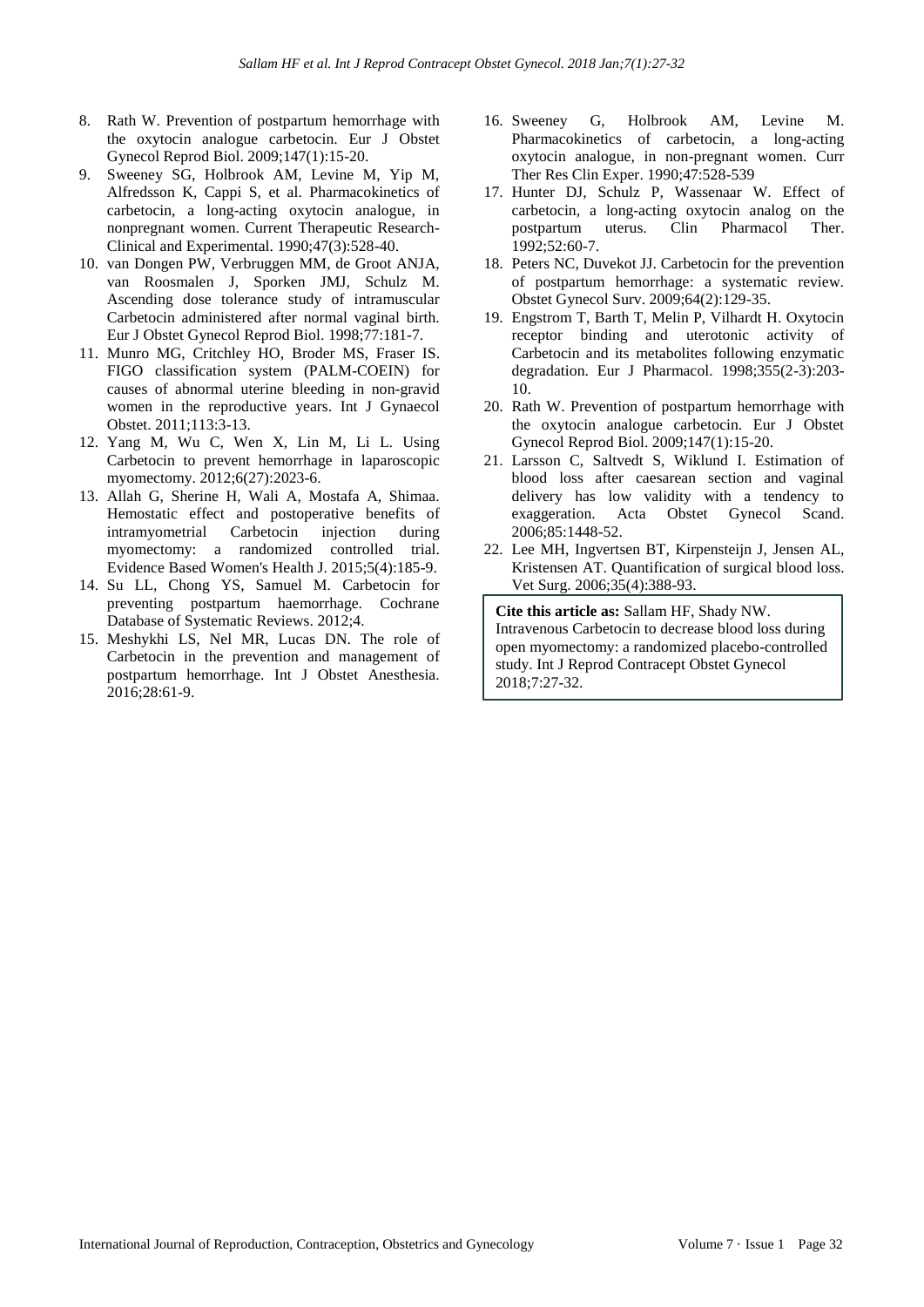8. Rath W. Prevention of postpartum hemorrhage with the oxytocin analogue carbetocin. Eur J Obstet Gynecol Reprod Biol. 2009;147(1):15-20.
9. Sweeney SG, Holbrook AM, Levine M, Yip M, Alfredsson K, Cappi S, et al. Pharmacokinetics of carbetocin, a long-acting oxytocin analogue, in nonpregnant women. Current Therapeutic Research-Clinical and Experimental. 1990;47(3):528-40.
10. van Dongen PW, Verbruggen MM, de Groot ANJA, van Roosmalen J, Sporken JMJ, Schulz M. Ascending dose tolerance study of intramuscular Carbetocin administered after normal vaginal birth. Eur J Obstet Gynecol Reprod Biol. 1998;77:181-7.
11. Munro MG, Critchley HO, Broder MS, Fraser IS. FIGO classification system (PALM-COEIN) for causes of abnormal uterine bleeding in non-gravid women in the reproductive years. Int J Gynaecol Obstet. 2011;113:3-13.
12. Yang M, Wu C, Wen X, Lin M, Li L. Using Carbetocin to prevent hemorrhage in laparoscopic myomectomy. 2012;6(27):2023-6.
13. Allah G, Sherine H, Wali A, Mostafa A, Shimaa. Hemostatic effect and postoperative benefits of intramyometrial Carbetocin injection during myomectomy: a randomized controlled trial. Evidence Based Women's Health J. 2015;5(4):185-9.
14. Su LL, Chong YS, Samuel M. Carbetocin for preventing postpartum haemorrhage. Cochrane Database of Systematic Reviews. 2012;4.
15. Meshykhi LS, Nel MR, Lucas DN. The role of Carbetocin in the prevention and management of postpartum hemorrhage. Int J Obstet Anesthesia. 2016;28:61-9.
16. Sweeney G, Holbrook AM, Levine M. Pharmacokinetics of carbetocin, a long-acting oxytocin analogue, in non-pregnant women. Curr Ther Res Clin Exper. 1990;47:528-539
17. Hunter DJ, Schulz P, Wassenaar W. Effect of carbetocin, a long-acting oxytocin analog on the postpartum uterus. Clin Pharmacol Ther. 1992;52:60-7.
18. Peters NC, Duvekot JJ. Carbetocin for the prevention of postpartum hemorrhage: a systematic review. Obstet Gynecol Surv. 2009;64(2):129-35.
19. Engstrom T, Barth T, Melin P, Vilhardt H. Oxytocin receptor binding and uterotonic activity of Carbetocin and its metabolites following enzymatic degradation. Eur J Pharmacol. 1998;355(2-3):203-10.
20. Rath W. Prevention of postpartum hemorrhage with the oxytocin analogue carbetocin. Eur J Obstet Gynecol Reprod Biol. 2009;147(1):15-20.
21. Larsson C, Saltvedt S, Wiklund I. Estimation of blood loss after caesarean section and vaginal delivery has low validity with a tendency to exaggeration. Acta Obstet Gynecol Scand. 2006;85:1448-52.
22. Lee MH, Ingvertsen BT, Kirpensteijn J, Jensen AL, Kristensen AT. Quantification of surgical blood loss. Vet Surg. 2006;35(4):388-93.

**Cite this article as:** Sallam HF, Shady NW. Intravenous Carbetocin to decrease blood loss during open myomectomy: a randomized placebo-controlled study. Int J Reprod Contracept Obstet Gynecol 2018;7:27-32.